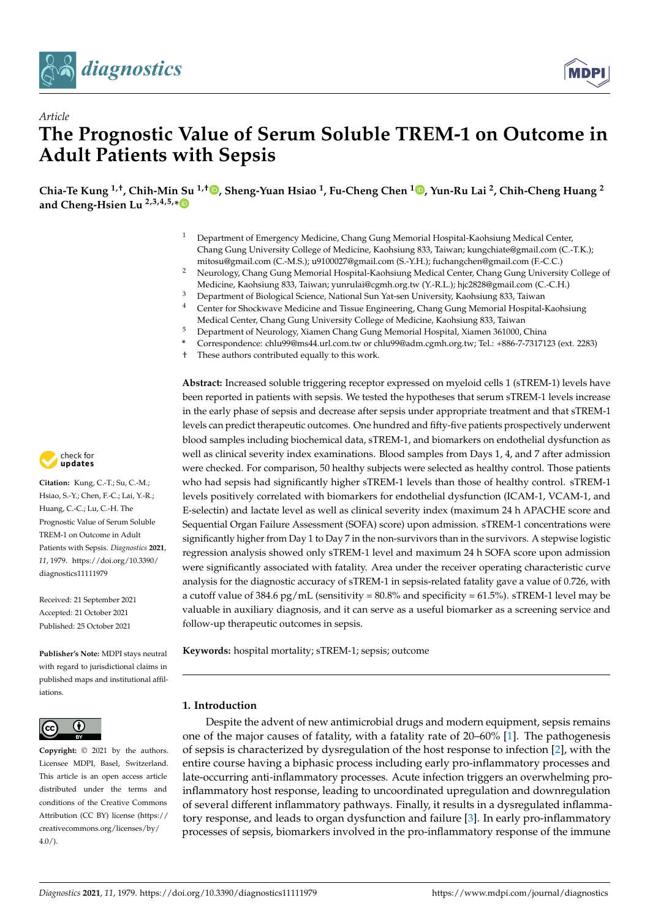*Article*

# The Prognostic Value of Serum Soluble TREM-1 on Outcome in Adult Patients with Sepsis

**Chia-Te Kung [1,†], Chih-Min Su [1,†], Sheng-Yuan Hsiao [1], Fu-Cheng Chen [1], Yun-Ru Lai [2], Chih-Cheng Huang [2] and Cheng-Hsien Lu [2,3,4,5,*]**

[1] Department of Emergency Medicine, Chang Gung Memorial Hospital-Kaohsiung Medical Center, Chang Gung University College of Medicine, Kaohsiung 833, Taiwan; kungchiate@gmail.com (C.-T.K.); mitosu@gmail.com (C.-M.S.); u9100027@gmail.com (S.-Y.H.); fuchangchen@gmail.com (F.-C.C.)

[2] Neurology, Chang Gung Memorial Hospital-Kaohsiung Medical Center, Chang Gung University College of Medicine, Kaohsiung 833, Taiwan; yunrulai@cgmh.org.tw (Y.-R.L.); hjc2828@gmail.com (C.-C.H.)

[3] Department of Biological Science, National Sun Yat-sen University, Kaohsiung 833, Taiwan

[4] Center for Shockwave Medicine and Tissue Engineering, Chang Gung Memorial Hospital-Kaohsiung Medical Center, Chang Gung University College of Medicine, Kaohsiung 833, Taiwan

[5] Department of Neurology, Xiamen Chang Gung Memorial Hospital, Xiamen 361000, China

\* Correspondence: chlu99@ms44.url.com.tw or chlu99@adm.cgmh.org.tw; Tel.: +886-7-7317123 (ext. 2283)

† These authors contributed equally to this work.

**Abstract:** Increased soluble triggering receptor expressed on myeloid cells 1 (sTREM-1) levels have been reported in patients with sepsis. We tested the hypotheses that serum sTREM-1 levels increase in the early phase of sepsis and decrease after sepsis under appropriate treatment and that sTREM-1 levels can predict therapeutic outcomes. One hundred and fifty-five patients prospectively underwent blood samples including biochemical data, sTREM-1, and biomarkers on endothelial dysfunction as well as clinical severity index examinations. Blood samples from Days 1, 4, and 7 after admission were checked. For comparison, 50 healthy subjects were selected as healthy control. Those patients who had sepsis had significantly higher sTREM-1 levels than those of healthy control. sTREM-1 levels positively correlated with biomarkers for endothelial dysfunction (ICAM-1, VCAM-1, and E-selectin) and lactate level as well as clinical severity index (maximum 24 h APACHE score and Sequential Organ Failure Assessment (SOFA) score) upon admission. sTREM-1 concentrations were significantly higher from Day 1 to Day 7 in the non-survivors than in the survivors. A stepwise logistic regression analysis showed only sTREM-1 level and maximum 24 h SOFA score upon admission were significantly associated with fatality. Area under the receiver operating characteristic curve analysis for the diagnostic accuracy of sTREM-1 in sepsis-related fatality gave a value of 0.726, with a cutoff value of 384.6 pg/mL (sensitivity = 80.8% and specificity = 61.5%). sTREM-1 level may be valuable in auxiliary diagnosis, and it can serve as a useful biomarker as a screening service and follow-up therapeutic outcomes in sepsis.

**Keywords:** hospital mortality; sTREM-1; sepsis; outcome

**Citation:** Kung, C.-T.; Su, C.-M.; Hsiao, S.-Y.; Chen, F.-C.; Lai, Y.-R.; Huang, C.-C.; Lu, C.-H. The Prognostic Value of Serum Soluble TREM-1 on Outcome in Adult Patients with Sepsis. *Diagnostics* **2021**, *11*, 1979. https://doi.org/10.3390/diagnostics11111979

Received: 21 September 2021
Accepted: 21 October 2021
Published: 25 October 2021

**Publisher's Note:** MDPI stays neutral with regard to jurisdictional claims in published maps and institutional affiliations.

**Copyright:** © 2021 by the authors. Licensee MDPI, Basel, Switzerland. This article is an open access article distributed under the terms and conditions of the Creative Commons Attribution (CC BY) license (https://creativecommons.org/licenses/by/4.0/).

## 1. Introduction

Despite the advent of new antimicrobial drugs and modern equipment, sepsis remains one of the major causes of fatality, with a fatality rate of 20–60% [1]. The pathogenesis of sepsis is characterized by dysregulation of the host response to infection [2], with the entire course having a biphasic process including early pro-inflammatory processes and late-occurring anti-inflammatory processes. Acute infection triggers an overwhelming pro-inflammatory host response, leading to uncoordinated upregulation and downregulation of several different inflammatory pathways. Finally, it results in a dysregulated inflammatory response, and leads to organ dysfunction and failure [3]. In early pro-inflammatory processes of sepsis, biomarkers involved in the pro-inflammatory response of the immune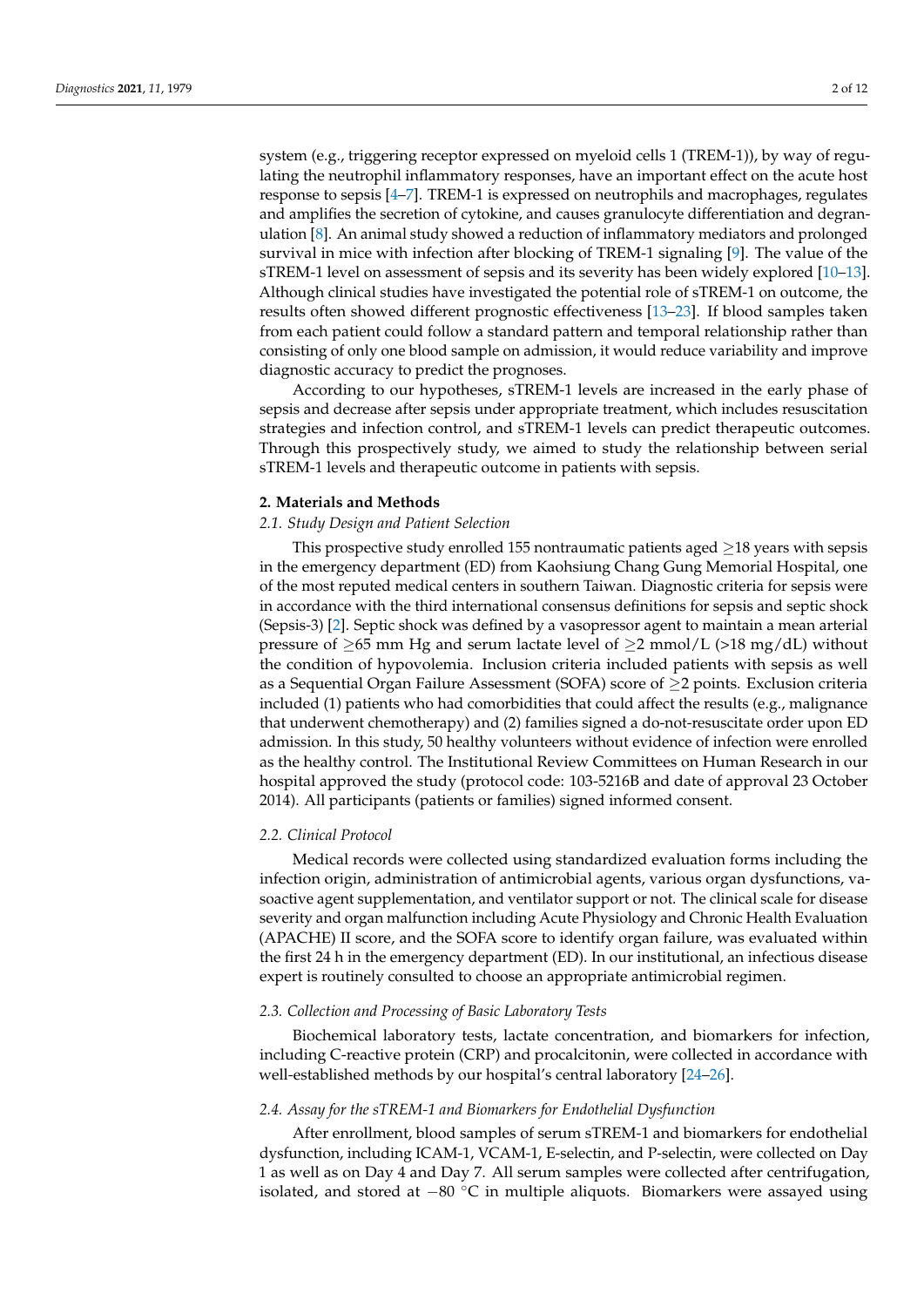system (e.g., triggering receptor expressed on myeloid cells 1 (TREM-1)), by way of regulating the neutrophil inflammatory responses, have an important effect on the acute host response to sepsis [4–7]. TREM-1 is expressed on neutrophils and macrophages, regulates and amplifies the secretion of cytokine, and causes granulocyte differentiation and degranulation [8]. An animal study showed a reduction of inflammatory mediators and prolonged survival in mice with infection after blocking of TREM-1 signaling [9]. The value of the sTREM-1 level on assessment of sepsis and its severity has been widely explored [10–13]. Although clinical studies have investigated the potential role of sTREM-1 on outcome, the results often showed different prognostic effectiveness [13–23]. If blood samples taken from each patient could follow a standard pattern and temporal relationship rather than consisting of only one blood sample on admission, it would reduce variability and improve diagnostic accuracy to predict the prognoses.

According to our hypotheses, sTREM-1 levels are increased in the early phase of sepsis and decrease after sepsis under appropriate treatment, which includes resuscitation strategies and infection control, and sTREM-1 levels can predict therapeutic outcomes. Through this prospectively study, we aimed to study the relationship between serial sTREM-1 levels and therapeutic outcome in patients with sepsis.

## 2. Materials and Methods

### *2.1. Study Design and Patient Selection*

This prospective study enrolled 155 nontraumatic patients aged $\geq$18 years with sepsis in the emergency department (ED) from Kaohsiung Chang Gung Memorial Hospital, one of the most reputed medical centers in southern Taiwan. Diagnostic criteria for sepsis were in accordance with the third international consensus definitions for sepsis and septic shock (Sepsis-3) [2]. Septic shock was defined by a vasopressor agent to maintain a mean arterial pressure of $\geq$65 mm Hg and serum lactate level of $\geq$2 mmol/L (>18 mg/dL) without the condition of hypovolemia. Inclusion criteria included patients with sepsis as well as a Sequential Organ Failure Assessment (SOFA) score of $\geq$2 points. Exclusion criteria included (1) patients who had comorbidities that could affect the results (e.g., malignance that underwent chemotherapy) and (2) families signed a do-not-resuscitate order upon ED admission. In this study, 50 healthy volunteers without evidence of infection were enrolled as the healthy control. The Institutional Review Committees on Human Research in our hospital approved the study (protocol code: 103-5216B and date of approval 23 October 2014). All participants (patients or families) signed informed consent.

### *2.2. Clinical Protocol*

Medical records were collected using standardized evaluation forms including the infection origin, administration of antimicrobial agents, various organ dysfunctions, vasoactive agent supplementation, and ventilator support or not. The clinical scale for disease severity and organ malfunction including Acute Physiology and Chronic Health Evaluation (APACHE) II score, and the SOFA score to identify organ failure, was evaluated within the first 24 h in the emergency department (ED). In our institutional, an infectious disease expert is routinely consulted to choose an appropriate antimicrobial regimen.

### *2.3. Collection and Processing of Basic Laboratory Tests*

Biochemical laboratory tests, lactate concentration, and biomarkers for infection, including C-reactive protein (CRP) and procalcitonin, were collected in accordance with well-established methods by our hospital's central laboratory [24–26].

### *2.4. Assay for the sTREM-1 and Biomarkers for Endothelial Dysfunction*

After enrollment, blood samples of serum sTREM-1 and biomarkers for endothelial dysfunction, including ICAM-1, VCAM-1, E-selectin, and P-selectin, were collected on Day 1 as well as on Day 4 and Day 7. All serum samples were collected after centrifugation, isolated, and stored at $-80$ °C in multiple aliquots. Biomarkers were assayed using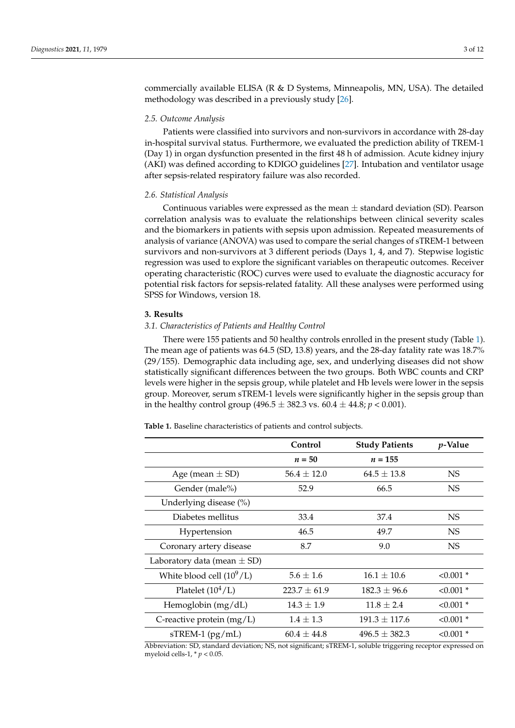commercially available ELISA (R & D Systems, Minneapolis, MN, USA). The detailed methodology was described in a previously study [26].

### 2.5. Outcome Analysis

Patients were classified into survivors and non-survivors in accordance with 28-day in-hospital survival status. Furthermore, we evaluated the prediction ability of TREM-1 (Day 1) in organ dysfunction presented in the first 48 h of admission. Acute kidney injury (AKI) was defined according to KDIGO guidelines [27]. Intubation and ventilator usage after sepsis-related respiratory failure was also recorded.

### 2.6. Statistical Analysis

Continuous variables were expressed as the mean ± standard deviation (SD). Pearson correlation analysis was to evaluate the relationships between clinical severity scales and the biomarkers in patients with sepsis upon admission. Repeated measurements of analysis of variance (ANOVA) was used to compare the serial changes of sTREM-1 between survivors and non-survivors at 3 different periods (Days 1, 4, and 7). Stepwise logistic regression was used to explore the significant variables on therapeutic outcomes. Receiver operating characteristic (ROC) curves were used to evaluate the diagnostic accuracy for potential risk factors for sepsis-related fatality. All these analyses were performed using SPSS for Windows, version 18.

## 3. Results

### 3.1. Characteristics of Patients and Healthy Control

There were 155 patients and 50 healthy controls enrolled in the present study (Table 1). The mean age of patients was 64.5 (SD, 13.8) years, and the 28-day fatality rate was 18.7% (29/155). Demographic data including age, sex, and underlying diseases did not show statistically significant differences between the two groups. Both WBC counts and CRP levels were higher in the sepsis group, while platelet and Hb levels were lower in the sepsis group. Moreover, serum sTREM-1 levels were significantly higher in the sepsis group than in the healthy control group (496.5 ± 382.3 vs. 60.4 ± 44.8; $p < 0.001$).

**Table 1.** Baseline characteristics of patients and control subjects.

| | Control | Study Patients | *p*-Value |
|---|---|---|---|
| | *n* = 50 | *n* = 155 | |
| Age (mean ± SD) | 56.4 ± 12.0 | 64.5 ± 13.8 | NS |
| Gender (male%) | 52.9 | 66.5 | NS |
| Underlying disease (%) | | | |
| Diabetes mellitus | 33.4 | 37.4 | NS |
| Hypertension | 46.5 | 49.7 | NS |
| Coronary artery disease | 8.7 | 9.0 | NS |
| Laboratory data (mean ± SD) | | | |
| White blood cell ($10^9$/L) | 5.6 ± 1.6 | 16.1 ± 10.6 | <0.001 * |
| Platelet ($10^4$/L) | 223.7 ± 61.9 | 182.3 ± 96.6 | <0.001 * |
| Hemoglobin (mg/dL) | 14.3 ± 1.9 | 11.8 ± 2.4 | <0.001 * |
| C-reactive protein (mg/L) | 1.4 ± 1.3 | 191.3 ± 117.6 | <0.001 * |
| sTREM-1 (pg/mL) | 60.4 ± 44.8 | 496.5 ± 382.3 | <0.001 * |

Abbreviation: SD, standard deviation; NS, not significant; sTREM-1, soluble triggering receptor expressed on myeloid cells-1, * $p < 0.05$.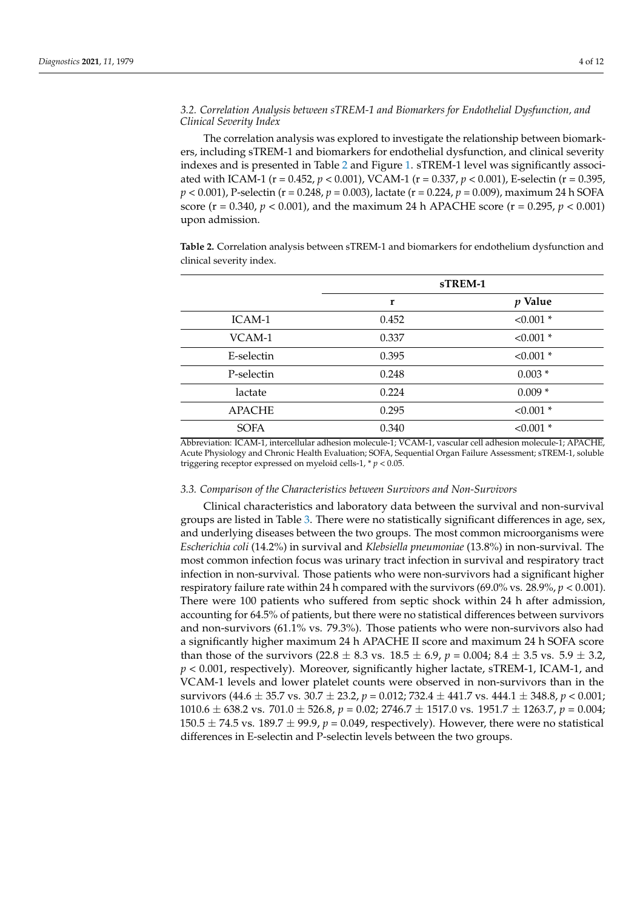### 3.2. Correlation Analysis between sTREM-1 and Biomarkers for Endothelial Dysfunction, and Clinical Severity Index

The correlation analysis was explored to investigate the relationship between biomarkers, including sTREM-1 and biomarkers for endothelial dysfunction, and clinical severity indexes and is presented in Table 2 and Figure 1. sTREM-1 level was significantly associated with ICAM-1 (r = 0.452, $p < 0.001$), VCAM-1 (r = 0.337, $p < 0.001$), E-selectin (r = 0.395, $p < 0.001$), P-selectin (r = 0.248, $p = 0.003$), lactate (r = 0.224, $p = 0.009$), maximum 24 h SOFA score (r = 0.340, $p < 0.001$), and the maximum 24 h APACHE score (r = 0.295, $p < 0.001$) upon admission.

**Table 2.** Correlation analysis between sTREM-1 and biomarkers for endothelium dysfunction and clinical severity index.

| | sTREM-1 | |
|---|---|---|
| | **r** | ***p* Value** |
| ICAM-1 | 0.452 | <0.001 * |
| VCAM-1 | 0.337 | <0.001 * |
| E-selectin | 0.395 | <0.001 * |
| P-selectin | 0.248 | 0.003 * |
| lactate | 0.224 | 0.009 * |
| APACHE | 0.295 | <0.001 * |
| SOFA | 0.340 | <0.001 * |

Abbreviation: ICAM-1, intercellular adhesion molecule-1; VCAM-1, vascular cell adhesion molecule-1; APACHE, Acute Physiology and Chronic Health Evaluation; SOFA, Sequential Organ Failure Assessment; sTREM-1, soluble triggering receptor expressed on myeloid cells-1, * $p < 0.05$.

### 3.3. Comparison of the Characteristics between Survivors and Non-Survivors

Clinical characteristics and laboratory data between the survival and non-survival groups are listed in Table 3. There were no statistically significant differences in age, sex, and underlying diseases between the two groups. The most common microorganisms were *Escherichia coli* (14.2%) in survival and *Klebsiella pneumoniae* (13.8%) in non-survival. The most common infection focus was urinary tract infection in survival and respiratory tract infection in non-survival. Those patients who were non-survivors had a significant higher respiratory failure rate within 24 h compared with the survivors (69.0% vs. 28.9%, $p < 0.001$). There were 100 patients who suffered from septic shock within 24 h after admission, accounting for 64.5% of patients, but there were no statistical differences between survivors and non-survivors (61.1% vs. 79.3%). Those patients who were non-survivors also had a significantly higher maximum 24 h APACHE II score and maximum 24 h SOFA score than those of the survivors (22.8 ± 8.3 vs. 18.5 ± 6.9, $p = 0.004$; 8.4 ± 3.5 vs. 5.9 ± 3.2, $p < 0.001$, respectively). Moreover, significantly higher lactate, sTREM-1, ICAM-1, and VCAM-1 levels and lower platelet counts were observed in non-survivors than in the survivors (44.6 ± 35.7 vs. 30.7 ± 23.2, $p = 0.012$; 732.4 ± 441.7 vs. 444.1 ± 348.8, $p < 0.001$; 1010.6 ± 638.2 vs. 701.0 ± 526.8, $p = 0.02$; 2746.7 ± 1517.0 vs. 1951.7 ± 1263.7, $p = 0.004$; 150.5 ± 74.5 vs. 189.7 ± 99.9, $p = 0.049$, respectively). However, there were no statistical differences in E-selectin and P-selectin levels between the two groups.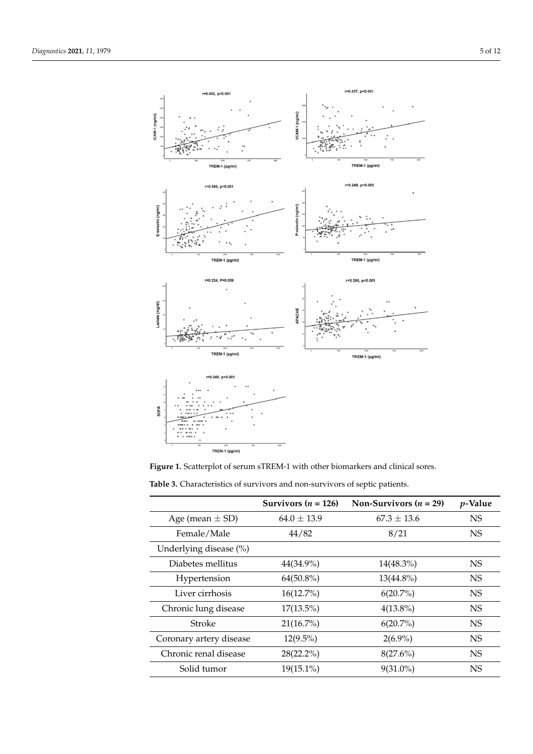**Figure 1.** Scatterplot of serum sTREM-1 with other biomarkers and clinical sores.

**Table 3.** Characteristics of survivors and non-survivors of septic patients.

| | Survivors (*n* = 126) | Non-Survivors (*n* = 29) | *p*-Value |
|---|---|---|---|
| Age (mean ± SD) | 64.0 ± 13.9 | 67.3 ± 13.6 | NS |
| Female/Male | 44/82 | 8/21 | NS |
| Underlying disease (%) | | | |
| Diabetes mellitus | 44(34.9%) | 14(48.3%) | NS |
| Hypertension | 64(50.8%) | 13(44.8%) | NS |
| Liver cirrhosis | 16(12.7%) | 6(20.7%) | NS |
| Chronic lung disease | 17(13.5%) | 4(13.8%) | NS |
| Stroke | 21(16.7%) | 6(20.7%) | NS |
| Coronary artery disease | 12(9.5%) | 2(6.9%) | NS |
| Chronic renal disease | 28(22.2%) | 8(27.6%) | NS |
| Solid tumor | 19(15.1%) | 9(31.0%) | NS |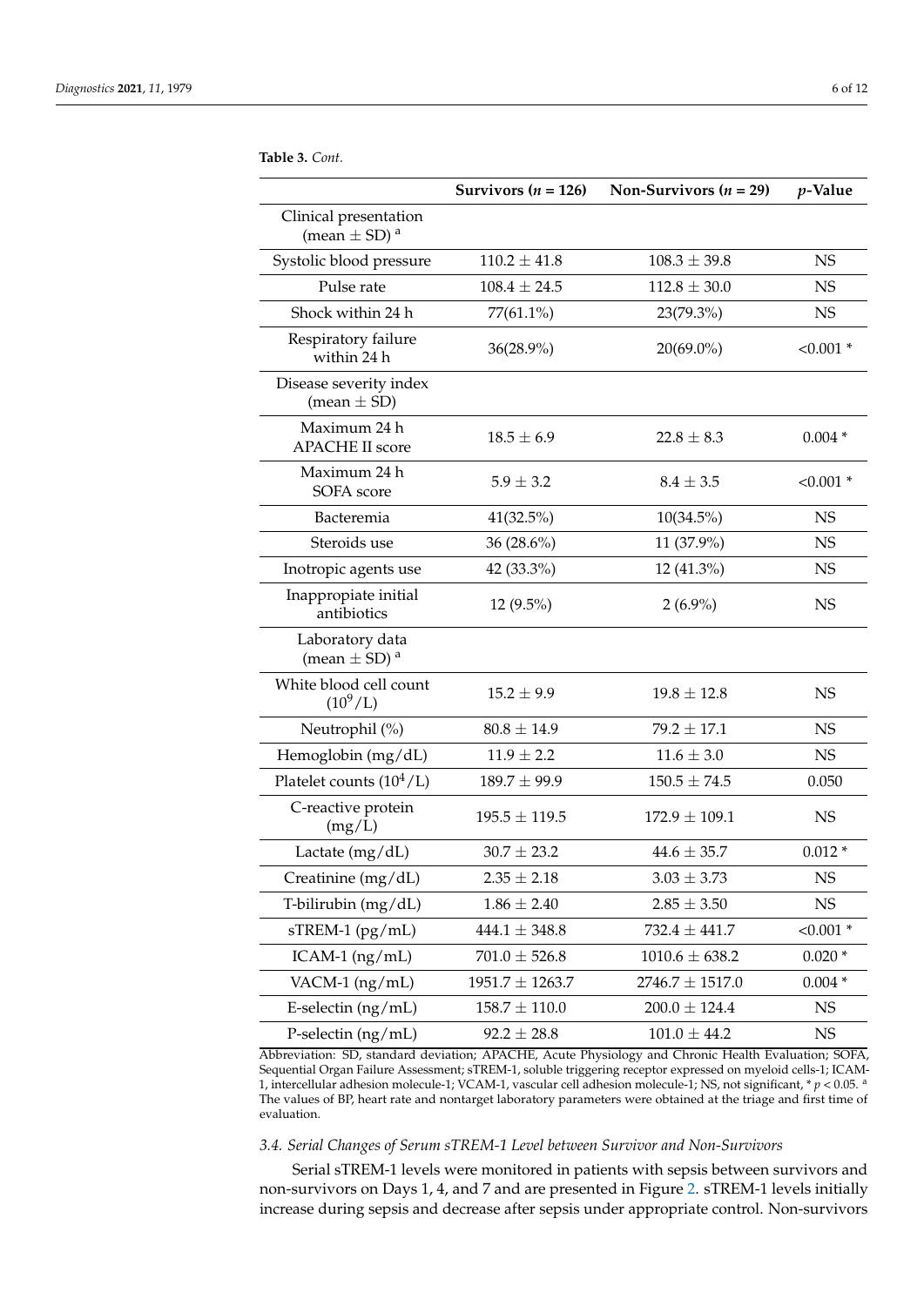**Table 3.** *Cont.*

| | Survivors ($n$ = 126) | Non-Survivors ($n$ = 29) | $p$-Value |
|---|---|---|---|
| Clinical presentation (mean ± SD) [a] | | | |
| Systolic blood pressure | 110.2 ± 41.8 | 108.3 ± 39.8 | NS |
| Pulse rate | 108.4 ± 24.5 | 112.8 ± 30.0 | NS |
| Shock within 24 h | 77(61.1%) | 23(79.3%) | NS |
| Respiratory failure within 24 h | 36(28.9%) | 20(69.0%) | <0.001 * |
| Disease severity index (mean ± SD) | | | |
| Maximum 24 h APACHE II score | 18.5 ± 6.9 | 22.8 ± 8.3 | 0.004 * |
| Maximum 24 h SOFA score | 5.9 ± 3.2 | 8.4 ± 3.5 | <0.001 * |
| Bacteremia | 41(32.5%) | 10(34.5%) | NS |
| Steroids use | 36 (28.6%) | 11 (37.9%) | NS |
| Inotropic agents use | 42 (33.3%) | 12 (41.3%) | NS |
| Inappropiate initial antibiotics | 12 (9.5%) | 2 (6.9%) | NS |
| Laboratory data (mean ± SD) [a] | | | |
| White blood cell count ($10^9$/L) | 15.2 ± 9.9 | 19.8 ± 12.8 | NS |
| Neutrophil (%) | 80.8 ± 14.9 | 79.2 ± 17.1 | NS |
| Hemoglobin (mg/dL) | 11.9 ± 2.2 | 11.6 ± 3.0 | NS |
| Platelet counts ($10^4$/L) | 189.7 ± 99.9 | 150.5 ± 74.5 | 0.050 |
| C-reactive protein (mg/L) | 195.5 ± 119.5 | 172.9 ± 109.1 | NS |
| Lactate (mg/dL) | 30.7 ± 23.2 | 44.6 ± 35.7 | 0.012 * |
| Creatinine (mg/dL) | 2.35 ± 2.18 | 3.03 ± 3.73 | NS |
| T-bilirubin (mg/dL) | 1.86 ± 2.40 | 2.85 ± 3.50 | NS |
| sTREM-1 (pg/mL) | 444.1 ± 348.8 | 732.4 ± 441.7 | <0.001 * |
| ICAM-1 (ng/mL) | 701.0 ± 526.8 | 1010.6 ± 638.2 | 0.020 * |
| VACM-1 (ng/mL) | 1951.7 ± 1263.7 | 2746.7 ± 1517.0 | 0.004 * |
| E-selectin (ng/mL) | 158.7 ± 110.0 | 200.0 ± 124.4 | NS |
| P-selectin (ng/mL) | 92.2 ± 28.8 | 101.0 ± 44.2 | NS |

Abbreviation: SD, standard deviation; APACHE, Acute Physiology and Chronic Health Evaluation; SOFA, Sequential Organ Failure Assessment; sTREM-1, soluble triggering receptor expressed on myeloid cells-1; ICAM-1, intercellular adhesion molecule-1; VCAM-1, vascular cell adhesion molecule-1; NS, not significant, * $p < 0.05$. [a] The values of BP, heart rate and nontarget laboratory parameters were obtained at the triage and first time of evaluation.

### 3.4. Serial Changes of Serum sTREM-1 Level between Survivor and Non-Survivors

Serial sTREM-1 levels were monitored in patients with sepsis between survivors and non-survivors on Days 1, 4, and 7 and are presented in Figure 2. sTREM-1 levels initially increase during sepsis and decrease after sepsis under appropriate control. Non-survivors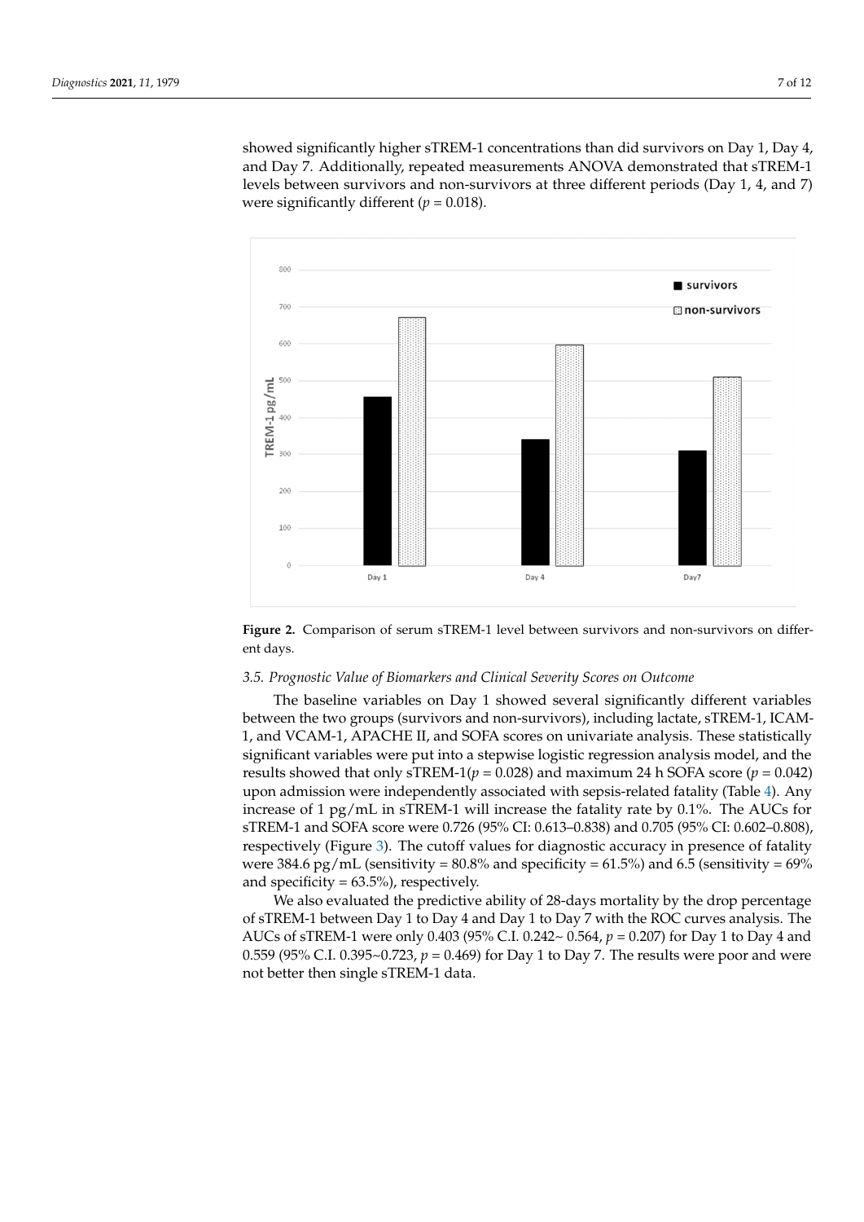showed significantly higher sTREM-1 concentrations than did survivors on Day 1, Day 4, and Day 7. Additionally, repeated measurements ANOVA demonstrated that sTREM-1 levels between survivors and non-survivors at three different periods (Day 1, 4, and 7) were significantly different ($p = 0.018$).

**Figure 2.** Comparison of serum sTREM-1 level between survivors and non-survivors on different days.

### 3.5. Prognostic Value of Biomarkers and Clinical Severity Scores on Outcome

The baseline variables on Day 1 showed several significantly different variables between the two groups (survivors and non-survivors), including lactate, sTREM-1, ICAM-1, and VCAM-1, APACHE II, and SOFA scores on univariate analysis. These statistically significant variables were put into a stepwise logistic regression analysis model, and the results showed that only sTREM-1($p = 0.028$) and maximum 24 h SOFA score ($p = 0.042$) upon admission were independently associated with sepsis-related fatality (Table 4). Any increase of 1 pg/mL in sTREM-1 will increase the fatality rate by 0.1%. The AUCs for sTREM-1 and SOFA score were 0.726 (95% CI: 0.613–0.838) and 0.705 (95% CI: 0.602–0.808), respectively (Figure 3). The cutoff values for diagnostic accuracy in presence of fatality were 384.6 pg/mL (sensitivity = 80.8% and specificity = 61.5%) and 6.5 (sensitivity = 69% and specificity = 63.5%), respectively.

We also evaluated the predictive ability of 28-days mortality by the drop percentage of sTREM-1 between Day 1 to Day 4 and Day 1 to Day 7 with the ROC curves analysis. The AUCs of sTREM-1 were only 0.403 (95% C.I. 0.242~ 0.564, $p = 0.207$) for Day 1 to Day 4 and 0.559 (95% C.I. 0.395~0.723, $p = 0.469$) for Day 1 to Day 7. The results were poor and were not better then single sTREM-1 data.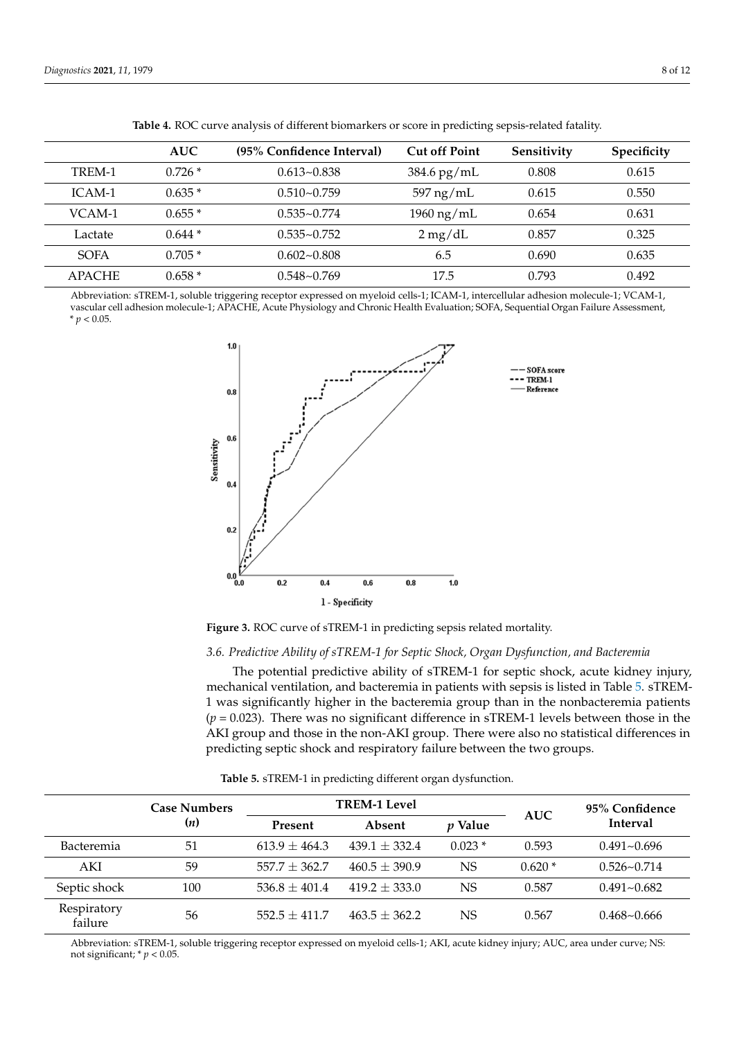**Table 4.** ROC curve analysis of different biomarkers or score in predicting sepsis-related fatality.

| | AUC | (95% Confidence Interval) | Cut off Point | Sensitivity | Specificity |
|---|---|---|---|---|---|
| TREM-1 | 0.726 * | 0.613~0.838 | 384.6 pg/mL | 0.808 | 0.615 |
| ICAM-1 | 0.635 * | 0.510~0.759 | 597 ng/mL | 0.615 | 0.550 |
| VCAM-1 | 0.655 * | 0.535~0.774 | 1960 ng/mL | 0.654 | 0.631 |
| Lactate | 0.644 * | 0.535~0.752 | 2 mg/dL | 0.857 | 0.325 |
| SOFA | 0.705 * | 0.602~0.808 | 6.5 | 0.690 | 0.635 |
| APACHE | 0.658 * | 0.548~0.769 | 17.5 | 0.793 | 0.492 |

Abbreviation: sTREM-1, soluble triggering receptor expressed on myeloid cells-1; ICAM-1, intercellular adhesion molecule-1; VCAM-1, vascular cell adhesion molecule-1; APACHE, Acute Physiology and Chronic Health Evaluation; SOFA, Sequential Organ Failure Assessment, * $p < 0.05$.

**Figure 3.** ROC curve of sTREM-1 in predicting sepsis related mortality.

### *3.6. Predictive Ability of sTREM-1 for Septic Shock, Organ Dysfunction, and Bacteremia*

The potential predictive ability of sTREM-1 for septic shock, acute kidney injury, mechanical ventilation, and bacteremia in patients with sepsis is listed in Table 5. sTREM-1 was significantly higher in the bacteremia group than in the nonbacteremia patients ($p = 0.023$). There was no significant difference in sTREM-1 levels between those in the AKI group and those in the non-AKI group. There were also no statistical differences in predicting septic shock and respiratory failure between the two groups.

**Table 5.** sTREM-1 in predicting different organ dysfunction.

| | Case Numbers (*n*) | TREM-1 Level | | | AUC | 95% Confidence Interval |
|---|---|---|---|---|---|---|
| | | Present | Absent | *p* Value | | |
| Bacteremia | 51 | 613.9 ± 464.3 | 439.1 ± 332.4 | 0.023 * | 0.593 | 0.491~0.696 |
| AKI | 59 | 557.7 ± 362.7 | 460.5 ± 390.9 | NS | 0.620 * | 0.526~0.714 |
| Septic shock | 100 | 536.8 ± 401.4 | 419.2 ± 333.0 | NS | 0.587 | 0.491~0.682 |
| Respiratory failure | 56 | 552.5 ± 411.7 | 463.5 ± 362.2 | NS | 0.567 | 0.468~0.666 |

Abbreviation: sTREM-1, soluble triggering receptor expressed on myeloid cells-1; AKI, acute kidney injury; AUC, area under curve; NS: not significant; * $p < 0.05$.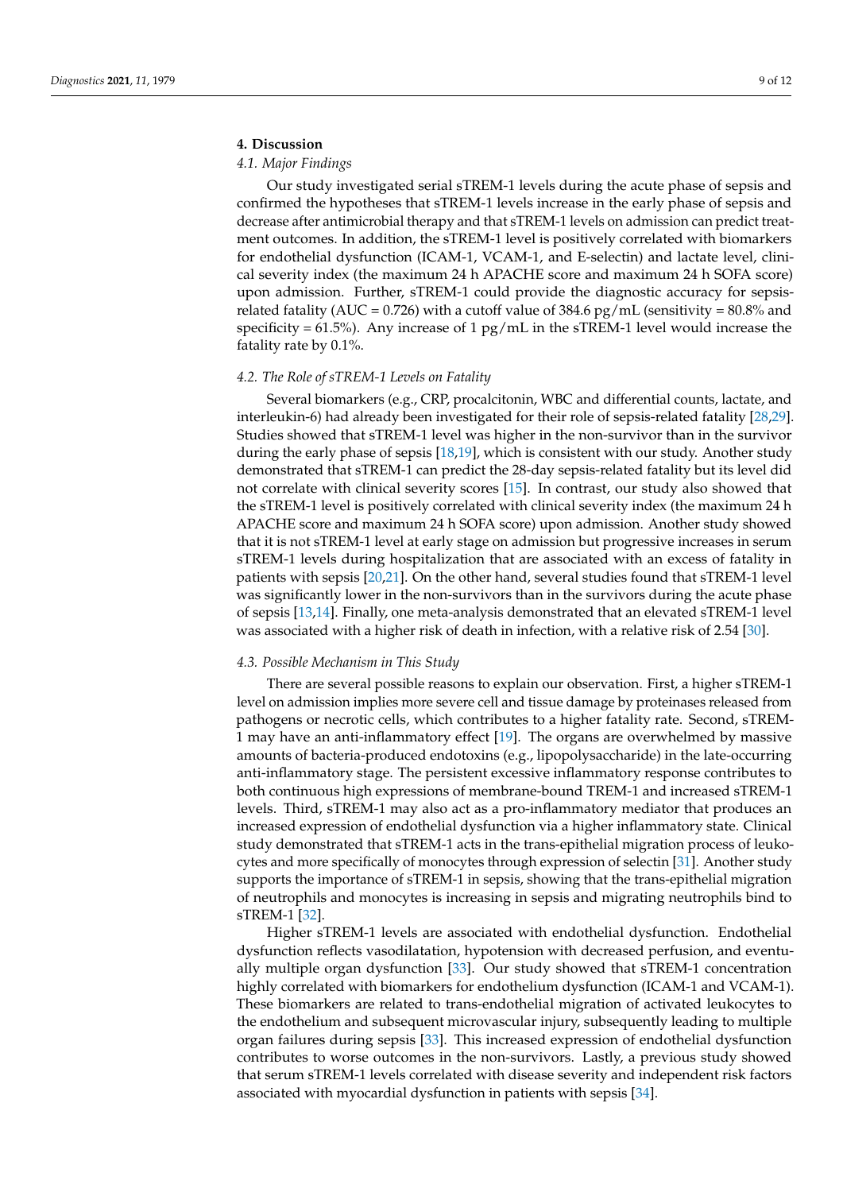## 4. Discussion

### 4.1. Major Findings

Our study investigated serial sTREM-1 levels during the acute phase of sepsis and confirmed the hypotheses that sTREM-1 levels increase in the early phase of sepsis and decrease after antimicrobial therapy and that sTREM-1 levels on admission can predict treatment outcomes. In addition, the sTREM-1 level is positively correlated with biomarkers for endothelial dysfunction (ICAM-1, VCAM-1, and E-selectin) and lactate level, clinical severity index (the maximum 24 h APACHE score and maximum 24 h SOFA score) upon admission. Further, sTREM-1 could provide the diagnostic accuracy for sepsis-related fatality (AUC = 0.726) with a cutoff value of 384.6 pg/mL (sensitivity = 80.8% and specificity = 61.5%). Any increase of 1 pg/mL in the sTREM-1 level would increase the fatality rate by 0.1%.

### 4.2. The Role of sTREM-1 Levels on Fatality

Several biomarkers (e.g., CRP, procalcitonin, WBC and differential counts, lactate, and interleukin-6) had already been investigated for their role of sepsis-related fatality [28,29]. Studies showed that sTREM-1 level was higher in the non-survivor than in the survivor during the early phase of sepsis [18,19], which is consistent with our study. Another study demonstrated that sTREM-1 can predict the 28-day sepsis-related fatality but its level did not correlate with clinical severity scores [15]. In contrast, our study also showed that the sTREM-1 level is positively correlated with clinical severity index (the maximum 24 h APACHE score and maximum 24 h SOFA score) upon admission. Another study showed that it is not sTREM-1 level at early stage on admission but progressive increases in serum sTREM-1 levels during hospitalization that are associated with an excess of fatality in patients with sepsis [20,21]. On the other hand, several studies found that sTREM-1 level was significantly lower in the non-survivors than in the survivors during the acute phase of sepsis [13,14]. Finally, one meta-analysis demonstrated that an elevated sTREM-1 level was associated with a higher risk of death in infection, with a relative risk of 2.54 [30].

### 4.3. Possible Mechanism in This Study

There are several possible reasons to explain our observation. First, a higher sTREM-1 level on admission implies more severe cell and tissue damage by proteinases released from pathogens or necrotic cells, which contributes to a higher fatality rate. Second, sTREM-1 may have an anti-inflammatory effect [19]. The organs are overwhelmed by massive amounts of bacteria-produced endotoxins (e.g., lipopolysaccharide) in the late-occurring anti-inflammatory stage. The persistent excessive inflammatory response contributes to both continuous high expressions of membrane-bound TREM-1 and increased sTREM-1 levels. Third, sTREM-1 may also act as a pro-inflammatory mediator that produces an increased expression of endothelial dysfunction via a higher inflammatory state. Clinical study demonstrated that sTREM-1 acts in the trans-epithelial migration process of leukocytes and more specifically of monocytes through expression of selectin [31]. Another study supports the importance of sTREM-1 in sepsis, showing that the trans-epithelial migration of neutrophils and monocytes is increasing in sepsis and migrating neutrophils bind to sTREM-1 [32].

Higher sTREM-1 levels are associated with endothelial dysfunction. Endothelial dysfunction reflects vasodilatation, hypotension with decreased perfusion, and eventually multiple organ dysfunction [33]. Our study showed that sTREM-1 concentration highly correlated with biomarkers for endothelium dysfunction (ICAM-1 and VCAM-1). These biomarkers are related to trans-endothelial migration of activated leukocytes to the endothelium and subsequent microvascular injury, subsequently leading to multiple organ failures during sepsis [33]. This increased expression of endothelial dysfunction contributes to worse outcomes in the non-survivors. Lastly, a previous study showed that serum sTREM-1 levels correlated with disease severity and independent risk factors associated with myocardial dysfunction in patients with sepsis [34].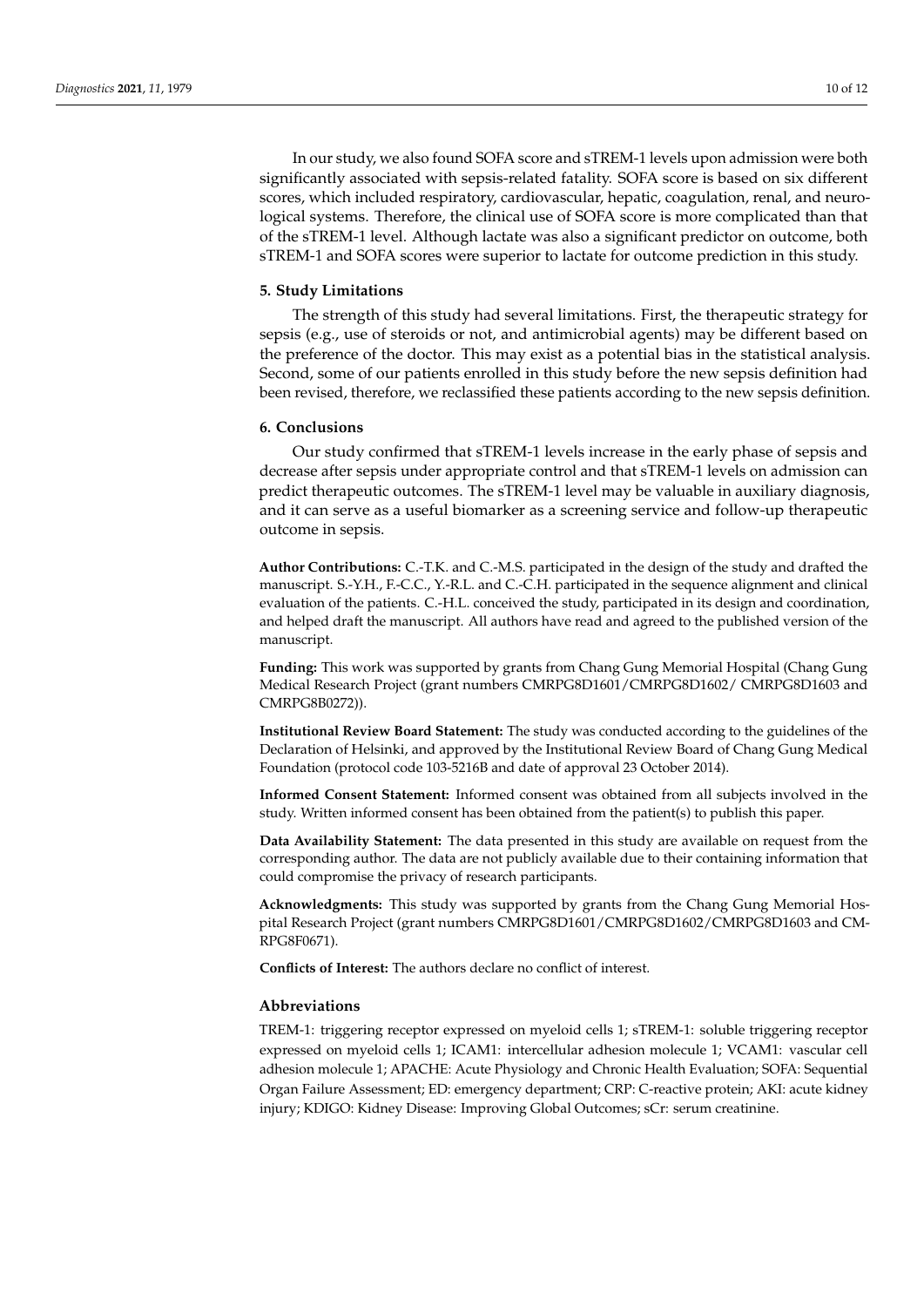In our study, we also found SOFA score and sTREM-1 levels upon admission were both significantly associated with sepsis-related fatality. SOFA score is based on six different scores, which included respiratory, cardiovascular, hepatic, coagulation, renal, and neurological systems. Therefore, the clinical use of SOFA score is more complicated than that of the sTREM-1 level. Although lactate was also a significant predictor on outcome, both sTREM-1 and SOFA scores were superior to lactate for outcome prediction in this study.

## 5. Study Limitations

The strength of this study had several limitations. First, the therapeutic strategy for sepsis (e.g., use of steroids or not, and antimicrobial agents) may be different based on the preference of the doctor. This may exist as a potential bias in the statistical analysis. Second, some of our patients enrolled in this study before the new sepsis definition had been revised, therefore, we reclassified these patients according to the new sepsis definition.

## 6. Conclusions

Our study confirmed that sTREM-1 levels increase in the early phase of sepsis and decrease after sepsis under appropriate control and that sTREM-1 levels on admission can predict therapeutic outcomes. The sTREM-1 level may be valuable in auxiliary diagnosis, and it can serve as a useful biomarker as a screening service and follow-up therapeutic outcome in sepsis.

**Author Contributions:** C.-T.K. and C.-M.S. participated in the design of the study and drafted the manuscript. S.-Y.H., F.-C.C., Y.-R.L. and C.-C.H. participated in the sequence alignment and clinical evaluation of the patients. C.-H.L. conceived the study, participated in its design and coordination, and helped draft the manuscript. All authors have read and agreed to the published version of the manuscript.

**Funding:** This work was supported by grants from Chang Gung Memorial Hospital (Chang Gung Medical Research Project (grant numbers CMRPG8D1601/CMRPG8D1602/ CMRPG8D1603 and CMRPG8B0272)).

**Institutional Review Board Statement:** The study was conducted according to the guidelines of the Declaration of Helsinki, and approved by the Institutional Review Board of Chang Gung Medical Foundation (protocol code 103-5216B and date of approval 23 October 2014).

**Informed Consent Statement:** Informed consent was obtained from all subjects involved in the study. Written informed consent has been obtained from the patient(s) to publish this paper.

**Data Availability Statement:** The data presented in this study are available on request from the corresponding author. The data are not publicly available due to their containing information that could compromise the privacy of research participants.

**Acknowledgments:** This study was supported by grants from the Chang Gung Memorial Hospital Research Project (grant numbers CMRPG8D1601/CMRPG8D1602/CMRPG8D1603 and CMRPG8F0671).

**Conflicts of Interest:** The authors declare no conflict of interest.

### Abbreviations

TREM-1: triggering receptor expressed on myeloid cells 1; sTREM-1: soluble triggering receptor expressed on myeloid cells 1; ICAM1: intercellular adhesion molecule 1; VCAM1: vascular cell adhesion molecule 1; APACHE: Acute Physiology and Chronic Health Evaluation; SOFA: Sequential Organ Failure Assessment; ED: emergency department; CRP: C-reactive protein; AKI: acute kidney injury; KDIGO: Kidney Disease: Improving Global Outcomes; sCr: serum creatinine.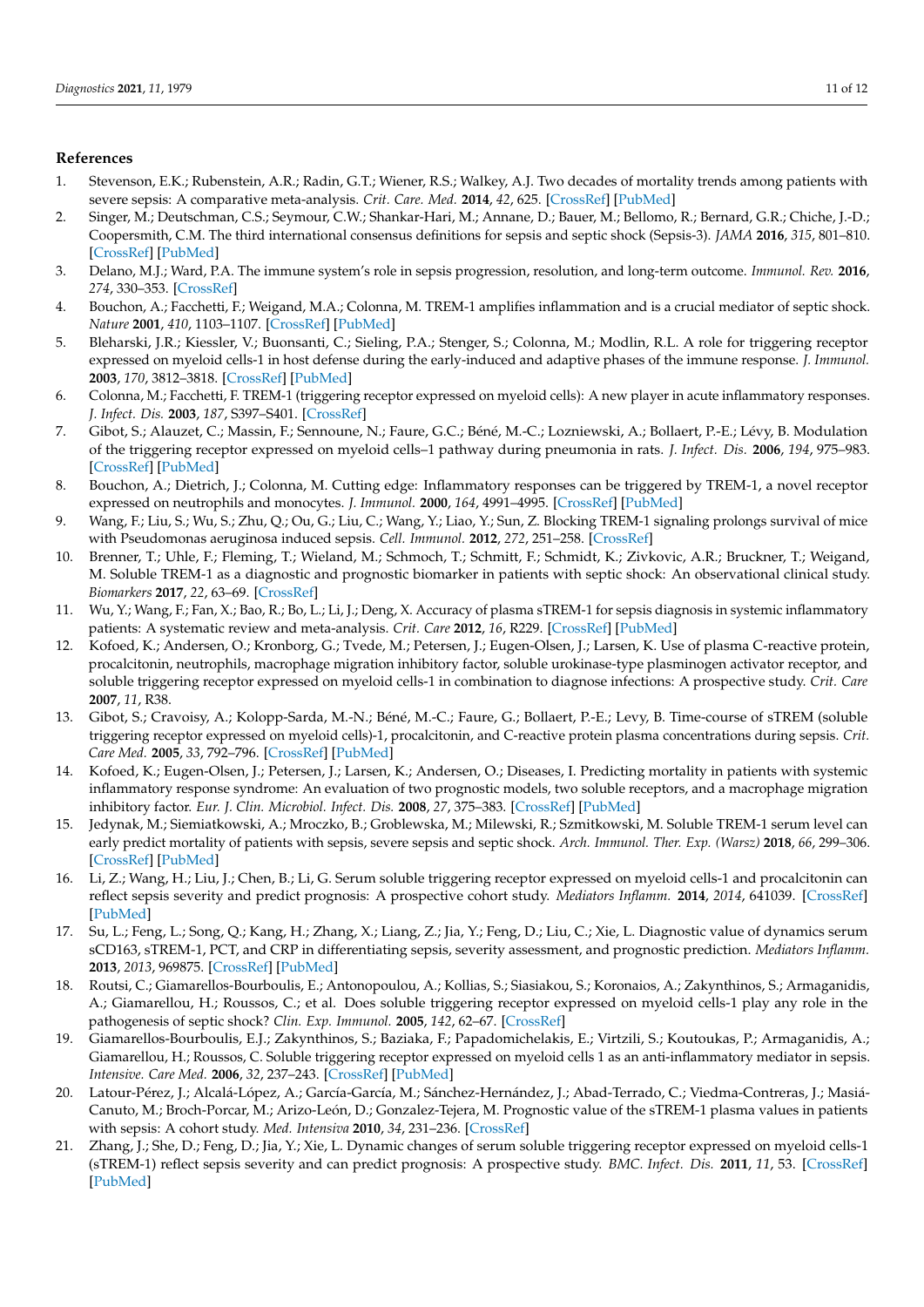## References

1. Stevenson, E.K.; Rubenstein, A.R.; Radin, G.T.; Wiener, R.S.; Walkey, A.J. Two decades of mortality trends among patients with severe sepsis: A comparative meta-analysis. *Crit. Care. Med.* **2014**, *42*, 625. [CrossRef] [PubMed]
2. Singer, M.; Deutschman, C.S.; Seymour, C.W.; Shankar-Hari, M.; Annane, D.; Bauer, M.; Bellomo, R.; Bernard, G.R.; Chiche, J.-D.; Coopersmith, C.M. The third international consensus definitions for sepsis and septic shock (Sepsis-3). *JAMA* **2016**, *315*, 801–810. [CrossRef] [PubMed]
3. Delano, M.J.; Ward, P.A. The immune system's role in sepsis progression, resolution, and long-term outcome. *Immunol. Rev.* **2016**, *274*, 330–353. [CrossRef]
4. Bouchon, A.; Facchetti, F.; Weigand, M.A.; Colonna, M. TREM-1 amplifies inflammation and is a crucial mediator of septic shock. *Nature* **2001**, *410*, 1103–1107. [CrossRef] [PubMed]
5. Bleharski, J.R.; Kiessler, V.; Buonsanti, C.; Sieling, P.A.; Stenger, S.; Colonna, M.; Modlin, R.L. A role for triggering receptor expressed on myeloid cells-1 in host defense during the early-induced and adaptive phases of the immune response. *J. Immunol.* **2003**, *170*, 3812–3818. [CrossRef] [PubMed]
6. Colonna, M.; Facchetti, F. TREM-1 (triggering receptor expressed on myeloid cells): A new player in acute inflammatory responses. *J. Infect. Dis.* **2003**, *187*, S397–S401. [CrossRef]
7. Gibot, S.; Alauzet, C.; Massin, F.; Sennoune, N.; Faure, G.C.; Béné, M.-C.; Lozniewski, A.; Bollaert, P.-E.; Lévy, B. Modulation of the triggering receptor expressed on myeloid cells–1 pathway during pneumonia in rats. *J. Infect. Dis.* **2006**, *194*, 975–983. [CrossRef] [PubMed]
8. Bouchon, A.; Dietrich, J.; Colonna, M. Cutting edge: Inflammatory responses can be triggered by TREM-1, a novel receptor expressed on neutrophils and monocytes. *J. Immunol.* **2000**, *164*, 4991–4995. [CrossRef] [PubMed]
9. Wang, F.; Liu, S.; Wu, S.; Zhu, Q.; Ou, G.; Liu, C.; Wang, Y.; Liao, Y.; Sun, Z. Blocking TREM-1 signaling prolongs survival of mice with Pseudomonas aeruginosa induced sepsis. *Cell. Immunol.* **2012**, *272*, 251–258. [CrossRef]
10. Brenner, T.; Uhle, F.; Fleming, T.; Wieland, M.; Schmoch, T.; Schmitt, F.; Schmidt, K.; Zivkovic, A.R.; Bruckner, T.; Weigand, M. Soluble TREM-1 as a diagnostic and prognostic biomarker in patients with septic shock: An observational clinical study. *Biomarkers* **2017**, *22*, 63–69. [CrossRef]
11. Wu, Y.; Wang, F.; Fan, X.; Bao, R.; Bo, L.; Li, J.; Deng, X. Accuracy of plasma sTREM-1 for sepsis diagnosis in systemic inflammatory patients: A systematic review and meta-analysis. *Crit. Care* **2012**, *16*, R229. [CrossRef] [PubMed]
12. Kofoed, K.; Andersen, O.; Kronborg, G.; Tvede, M.; Petersen, J.; Eugen-Olsen, J.; Larsen, K. Use of plasma C-reactive protein, procalcitonin, neutrophils, macrophage migration inhibitory factor, soluble urokinase-type plasminogen activator receptor, and soluble triggering receptor expressed on myeloid cells-1 in combination to diagnose infections: A prospective study. *Crit. Care* **2007**, *11*, R38.
13. Gibot, S.; Cravoisy, A.; Kolopp-Sarda, M.-N.; Béné, M.-C.; Faure, G.; Bollaert, P.-E.; Levy, B. Time-course of sTREM (soluble triggering receptor expressed on myeloid cells)-1, procalcitonin, and C-reactive protein plasma concentrations during sepsis. *Crit. Care Med.* **2005**, *33*, 792–796. [CrossRef] [PubMed]
14. Kofoed, K.; Eugen-Olsen, J.; Petersen, J.; Larsen, K.; Andersen, O.; Diseases, I. Predicting mortality in patients with systemic inflammatory response syndrome: An evaluation of two prognostic models, two soluble receptors, and a macrophage migration inhibitory factor. *Eur. J. Clin. Microbiol. Infect. Dis.* **2008**, *27*, 375–383. [CrossRef] [PubMed]
15. Jedynak, M.; Siemiatkowski, A.; Mroczko, B.; Groblewska, M.; Milewski, R.; Szmitkowski, M. Soluble TREM-1 serum level can early predict mortality of patients with sepsis, severe sepsis and septic shock. *Arch. Immunol. Ther. Exp. (Warsz)* **2018**, *66*, 299–306. [CrossRef] [PubMed]
16. Li, Z.; Wang, H.; Liu, J.; Chen, B.; Li, G. Serum soluble triggering receptor expressed on myeloid cells-1 and procalcitonin can reflect sepsis severity and predict prognosis: A prospective cohort study. *Mediators Inflamm.* **2014**, *2014*, 641039. [CrossRef] [PubMed]
17. Su, L.; Feng, L.; Song, Q.; Kang, H.; Zhang, X.; Liang, Z.; Jia, Y.; Feng, D.; Liu, C.; Xie, L. Diagnostic value of dynamics serum sCD163, sTREM-1, PCT, and CRP in differentiating sepsis, severity assessment, and prognostic prediction. *Mediators Inflamm.* **2013**, *2013*, 969875. [CrossRef] [PubMed]
18. Routsi, C.; Giamarellos-Bourboulis, E.; Antonopoulou, A.; Kollias, S.; Siasiakou, S.; Koronaios, A.; Zakynthinos, S.; Armaganidis, A.; Giamarellou, H.; Roussos, C.; et al. Does soluble triggering receptor expressed on myeloid cells-1 play any role in the pathogenesis of septic shock? *Clin. Exp. Immunol.* **2005**, *142*, 62–67. [CrossRef]
19. Giamarellos-Bourboulis, E.J.; Zakynthinos, S.; Baziaka, F.; Papadomichelakis, E.; Virtzili, S.; Koutoukas, P.; Armaganidis, A.; Giamarellou, H.; Roussos, C. Soluble triggering receptor expressed on myeloid cells 1 as an anti-inflammatory mediator in sepsis. *Intensive. Care Med.* **2006**, *32*, 237–243. [CrossRef] [PubMed]
20. Latour-Pérez, J.; Alcalá-López, A.; García-García, M.; Sánchez-Hernández, J.; Abad-Terrado, C.; Viedma-Contreras, J.; Masiá-Canuto, M.; Broch-Porcar, M.; Arizo-León, D.; Gonzalez-Tejera, M. Prognostic value of the sTREM-1 plasma values in patients with sepsis: A cohort study. *Med. Intensiva* **2010**, *34*, 231–236. [CrossRef]
21. Zhang, J.; She, D.; Feng, D.; Jia, Y.; Xie, L. Dynamic changes of serum soluble triggering receptor expressed on myeloid cells-1 (sTREM-1) reflect sepsis severity and can predict prognosis: A prospective study. *BMC. Infect. Dis.* **2011**, *11*, 53. [CrossRef] [PubMed]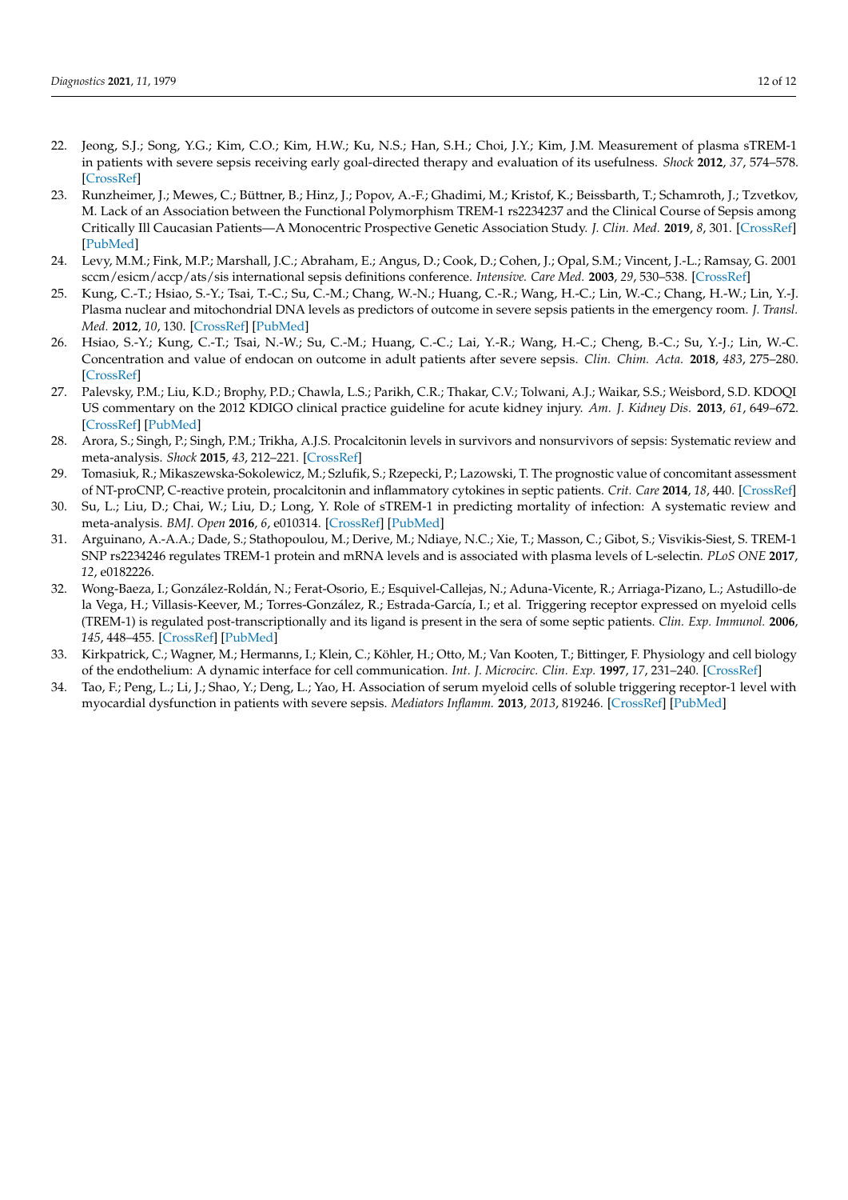22. Jeong, S.J.; Song, Y.G.; Kim, C.O.; Kim, H.W.; Ku, N.S.; Han, S.H.; Choi, J.Y.; Kim, J.M. Measurement of plasma sTREM-1 in patients with severe sepsis receiving early goal-directed therapy and evaluation of its usefulness. *Shock* **2012**, *37*, 574–578. [CrossRef]
23. Runzheimer, J.; Mewes, C.; Büttner, B.; Hinz, J.; Popov, A.-F.; Ghadimi, M.; Kristof, K.; Beissbarth, T.; Schamroth, J.; Tzvetkov, M. Lack of an Association between the Functional Polymorphism TREM-1 rs2234237 and the Clinical Course of Sepsis among Critically Ill Caucasian Patients—A Monocentric Prospective Genetic Association Study. *J. Clin. Med.* **2019**, *8*, 301. [CrossRef] [PubMed]
24. Levy, M.M.; Fink, M.P.; Marshall, J.C.; Abraham, E.; Angus, D.; Cook, D.; Cohen, J.; Opal, S.M.; Vincent, J.-L.; Ramsay, G. 2001 sccm/esicm/accp/ats/sis international sepsis definitions conference. *Intensive. Care Med.* **2003**, *29*, 530–538. [CrossRef]
25. Kung, C.-T.; Hsiao, S.-Y.; Tsai, T.-C.; Su, C.-M.; Chang, W.-N.; Huang, C.-R.; Wang, H.-C.; Lin, W.-C.; Chang, H.-W.; Lin, Y.-J. Plasma nuclear and mitochondrial DNA levels as predictors of outcome in severe sepsis patients in the emergency room. *J. Transl. Med.* **2012**, *10*, 130. [CrossRef] [PubMed]
26. Hsiao, S.-Y.; Kung, C.-T.; Tsai, N.-W.; Su, C.-M.; Huang, C.-C.; Lai, Y.-R.; Wang, H.-C.; Cheng, B.-C.; Su, Y.-J.; Lin, W.-C. Concentration and value of endocan on outcome in adult patients after severe sepsis. *Clin. Chim. Acta.* **2018**, *483*, 275–280. [CrossRef]
27. Palevsky, P.M.; Liu, K.D.; Brophy, P.D.; Chawla, L.S.; Parikh, C.R.; Thakar, C.V.; Tolwani, A.J.; Waikar, S.S.; Weisbord, S.D. KDOQI US commentary on the 2012 KDIGO clinical practice guideline for acute kidney injury. *Am. J. Kidney Dis.* **2013**, *61*, 649–672. [CrossRef] [PubMed]
28. Arora, S.; Singh, P.; Singh, P.M.; Trikha, A.J.S. Procalcitonin levels in survivors and nonsurvivors of sepsis: Systematic review and meta-analysis. *Shock* **2015**, *43*, 212–221. [CrossRef]
29. Tomasiuk, R.; Mikaszewska-Sokolewicz, M.; Szlufik, S.; Rzepecki, P.; Lazowski, T. The prognostic value of concomitant assessment of NT-proCNP, C-reactive protein, procalcitonin and inflammatory cytokines in septic patients. *Crit. Care* **2014**, *18*, 440. [CrossRef]
30. Su, L.; Liu, D.; Chai, W.; Liu, D.; Long, Y. Role of sTREM-1 in predicting mortality of infection: A systematic review and meta-analysis. *BMJ. Open* **2016**, *6*, e010314. [CrossRef] [PubMed]
31. Arguinano, A.-A.A.; Dade, S.; Stathopoulou, M.; Derive, M.; Ndiaye, N.C.; Xie, T.; Masson, C.; Gibot, S.; Visvikis-Siest, S. TREM-1 SNP rs2234246 regulates TREM-1 protein and mRNA levels and is associated with plasma levels of L-selectin. *PLoS ONE* **2017**, *12*, e0182226.
32. Wong-Baeza, I.; González-Roldán, N.; Ferat-Osorio, E.; Esquivel-Callejas, N.; Aduna-Vicente, R.; Arriaga-Pizano, L.; Astudillo-de la Vega, H.; Villasis-Keever, M.; Torres-González, R.; Estrada-García, I.; et al. Triggering receptor expressed on myeloid cells (TREM-1) is regulated post-transcriptionally and its ligand is present in the sera of some septic patients. *Clin. Exp. Immunol.* **2006**, *145*, 448–455. [CrossRef] [PubMed]
33. Kirkpatrick, C.; Wagner, M.; Hermanns, I.; Klein, C.; Köhler, H.; Otto, M.; Van Kooten, T.; Bittinger, F. Physiology and cell biology of the endothelium: A dynamic interface for cell communication. *Int. J. Microcirc. Clin. Exp.* **1997**, *17*, 231–240. [CrossRef]
34. Tao, F.; Peng, L.; Li, J.; Shao, Y.; Deng, L.; Yao, H. Association of serum myeloid cells of soluble triggering receptor-1 level with myocardial dysfunction in patients with severe sepsis. *Mediators Inflamm.* **2013**, *2013*, 819246. [CrossRef] [PubMed]